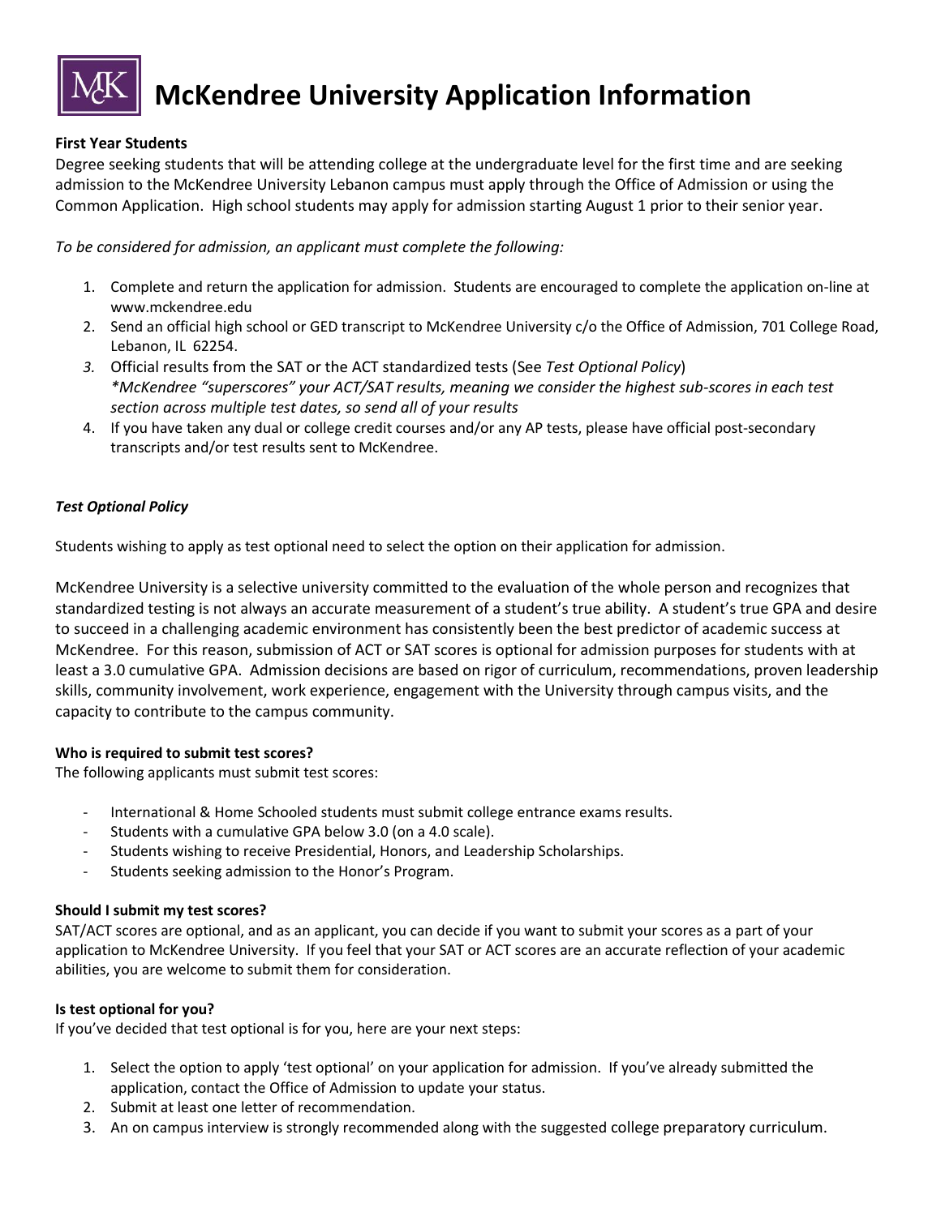# McKendree University Application Information

**First Year Students**

Degree seeking students that will be attending college at the undergraduate level for the first time and are seeking admission to the McKendree University Lebanon campus must apply through the Office of Admission or using the Common Application. High school students may apply for admission starting August 1 prior to their senior year.

*To be considered for admission, an applicant must complete the following:*

1. Complete and return the application for admission. Students are encouraged to complete the application on-line at www.mckendree.edu
2. Send an official high school or GED transcript to McKendree University c/o the Office of Admission, 701 College Road, Lebanon, IL 62254.
3. Official results from the SAT or the ACT standardized tests (See *Test Optional Policy*)
   *\*McKendree "superscores" your ACT/SAT results, meaning we consider the highest sub-scores in each test section across multiple test dates, so send all of your results*
4. If you have taken any dual or college credit courses and/or any AP tests, please have official post-secondary transcripts and/or test results sent to McKendree.

***Test Optional Policy***

Students wishing to apply as test optional need to select the option on their application for admission.

McKendree University is a selective university committed to the evaluation of the whole person and recognizes that standardized testing is not always an accurate measurement of a student's true ability. A student's true GPA and desire to succeed in a challenging academic environment has consistently been the best predictor of academic success at McKendree. For this reason, submission of ACT or SAT scores is optional for admission purposes for students with at least a 3.0 cumulative GPA. Admission decisions are based on rigor of curriculum, recommendations, proven leadership skills, community involvement, work experience, engagement with the University through campus visits, and the capacity to contribute to the campus community.

**Who is required to submit test scores?**

The following applicants must submit test scores:

- International & Home Schooled students must submit college entrance exams results.
- Students with a cumulative GPA below 3.0 (on a 4.0 scale).
- Students wishing to receive Presidential, Honors, and Leadership Scholarships.
- Students seeking admission to the Honor's Program.

**Should I submit my test scores?**

SAT/ACT scores are optional, and as an applicant, you can decide if you want to submit your scores as a part of your application to McKendree University. If you feel that your SAT or ACT scores are an accurate reflection of your academic abilities, you are welcome to submit them for consideration.

**Is test optional for you?**

If you've decided that test optional is for you, here are your next steps:

1. Select the option to apply 'test optional' on your application for admission. If you've already submitted the application, contact the Office of Admission to update your status.
2. Submit at least one letter of recommendation.
3. An on campus interview is strongly recommended along with the suggested college preparatory curriculum.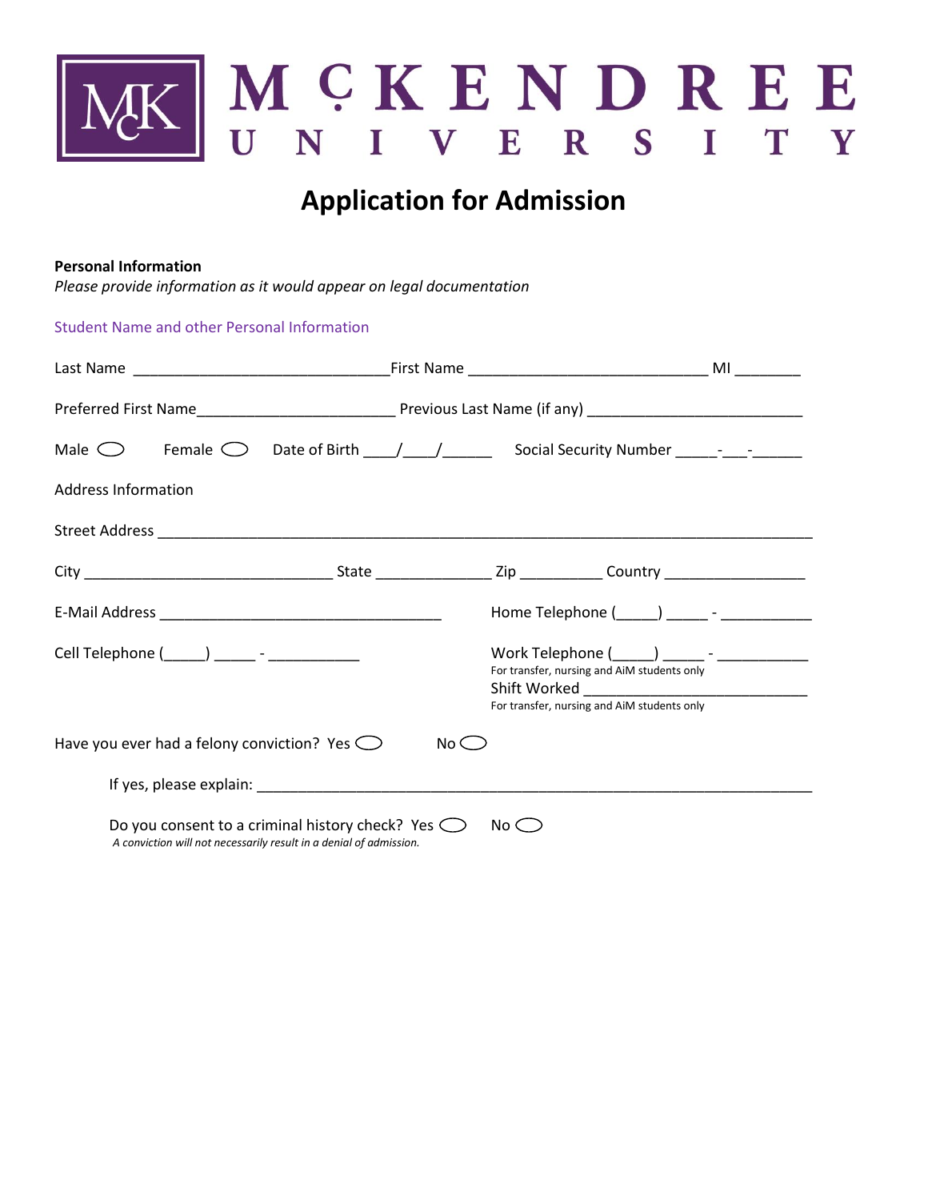# McKENDREE UNIVERSITY

## Application for Admission

**Personal Information**

*Please provide information as it would appear on legal documentation*

Student Name and other Personal Information

Last Name ______________________________ First Name ____________________________ MI ________

Preferred First Name_______________________ Previous Last Name (if any) _________________________

Male ◯ Female ◯ Date of Birth ____/____/______ Social Security Number _____-___-______

Address Information

Street Address ___________________________________________________________________________

City _____________________________ State ______________ Zip __________ Country _________________

E-Mail Address __________________________________ Home Telephone (_____) _____ - ___________

Cell Telephone (_____) _____ - ___________

Work Telephone (_____) _____ - ___________
For transfer, nursing and AiM students only

Shift Worked ___________________________
For transfer, nursing and AiM students only

Have you ever had a felony conviction? Yes ◯ No ◯

If yes, please explain: _______________________________________________________________

Do you consent to a criminal history check? Yes ◯ No ◯
*A conviction will not necessarily result in a denial of admission.*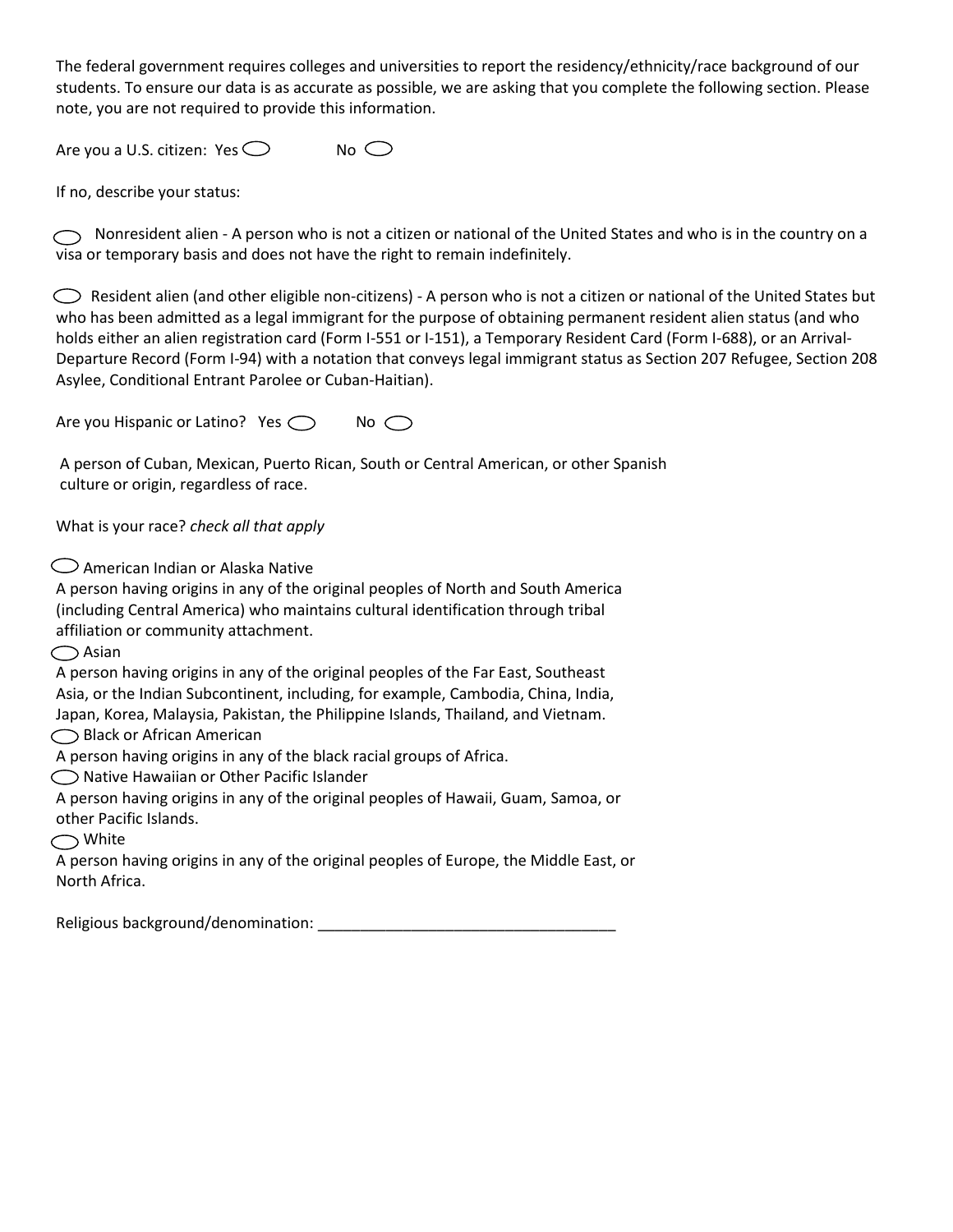The federal government requires colleges and universities to report the residency/ethnicity/race background of our students. To ensure our data is as accurate as possible, we are asking that you complete the following section. Please note, you are not required to provide this information.

Are you a U.S. citizen: Yes ◯ No ◯

If no, describe your status:

◯ Nonresident alien - A person who is not a citizen or national of the United States and who is in the country on a visa or temporary basis and does not have the right to remain indefinitely.

◯ Resident alien (and other eligible non-citizens) - A person who is not a citizen or national of the United States but who has been admitted as a legal immigrant for the purpose of obtaining permanent resident alien status (and who holds either an alien registration card (Form I-551 or I-151), a Temporary Resident Card (Form I-688), or an Arrival-Departure Record (Form I-94) with a notation that conveys legal immigrant status as Section 207 Refugee, Section 208 Asylee, Conditional Entrant Parolee or Cuban-Haitian).

Are you Hispanic or Latino? Yes ◯ No ◯

A person of Cuban, Mexican, Puerto Rican, South or Central American, or other Spanish culture or origin, regardless of race.

What is your race? *check all that apply*

◯ American Indian or Alaska Native
A person having origins in any of the original peoples of North and South America (including Central America) who maintains cultural identification through tribal affiliation or community attachment.

◯ Asian
A person having origins in any of the original peoples of the Far East, Southeast Asia, or the Indian Subcontinent, including, for example, Cambodia, China, India, Japan, Korea, Malaysia, Pakistan, the Philippine Islands, Thailand, and Vietnam.

◯ Black or African American
A person having origins in any of the black racial groups of Africa.

◯ Native Hawaiian or Other Pacific Islander
A person having origins in any of the original peoples of Hawaii, Guam, Samoa, or other Pacific Islands.

◯ White
A person having origins in any of the original peoples of Europe, the Middle East, or North Africa.

Religious background/denomination: ___________________________________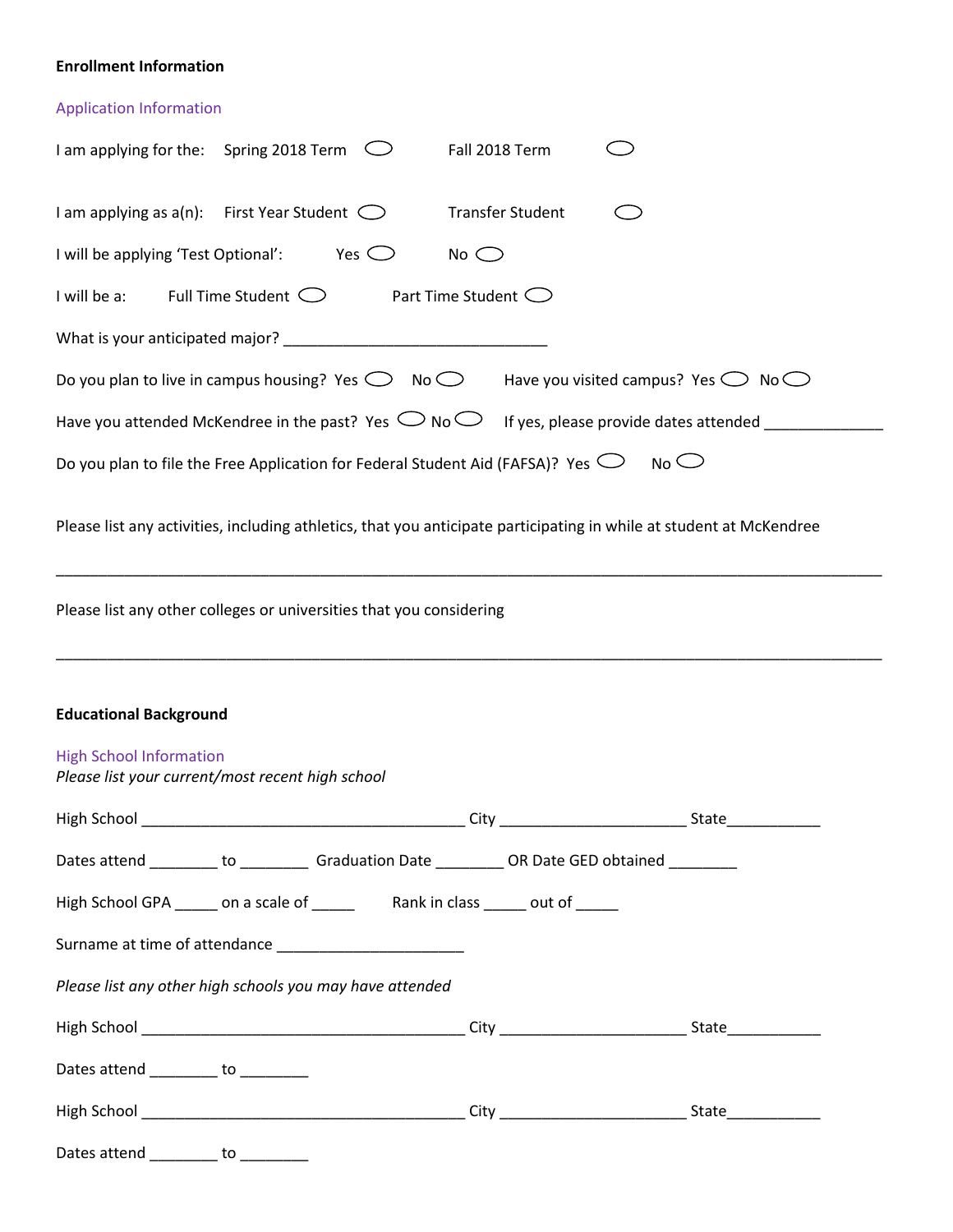**Enrollment Information**

Application Information

I am applying for the: Spring 2018 Term ◯ Fall 2018 Term ◯

I am applying as a(n): First Year Student ◯ Transfer Student ◯

I will be applying 'Test Optional': Yes ◯ No ◯

I will be a: Full Time Student ◯ Part Time Student ◯

What is your anticipated major? ______________________________

Do you plan to live in campus housing? Yes ◯ No ◯ Have you visited campus? Yes ◯ No ◯

Have you attended McKendree in the past? Yes ◯ No ◯ If yes, please provide dates attended ______________

Do you plan to file the Free Application for Federal Student Aid (FAFSA)? Yes ◯ No ◯

Please list any activities, including athletics, that you anticipate participating in while at student at McKendree

______________________________________________________________________________________

Please list any other colleges or universities that you considering

______________________________________________________________________________________

**Educational Background**

High School Information

*Please list your current/most recent high school*

High School ____________________________________ City _____________________ State___________

Dates attend ________ to ________ Graduation Date ________ OR Date GED obtained ________

High School GPA _____ on a scale of _____ Rank in class _____ out of _____

Surname at time of attendance _____________________

*Please list any other high schools you may have attended*

High School ____________________________________ City _____________________ State___________

Dates attend ________ to ________

High School ____________________________________ City _____________________ State___________

Dates attend ________ to ________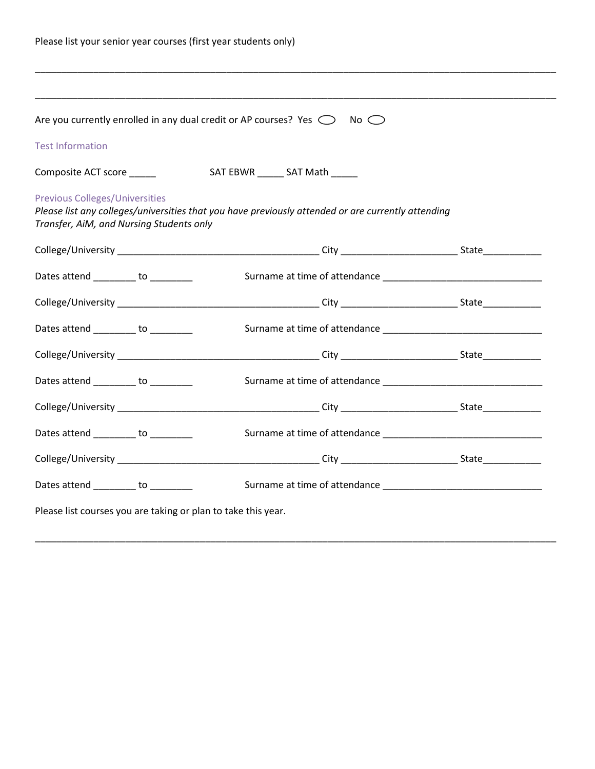Please list your senior year courses (first year students only)

______________________________________________________________________________________

______________________________________________________________________________________

Are you currently enrolled in any dual credit or AP courses? Yes ⬭ No ⬭

## Test Information

Composite ACT score _____ SAT EBWR _____ SAT Math _____

## Previous Colleges/Universities

*Please list any colleges/universities that you have previously attended or are currently attending*
*Transfer, AiM, and Nursing Students only*

College/University ______________________________________ City ______________________ State___________

Dates attend ________ to ________ Surname at time of attendance ______________________________

College/University ______________________________________ City ______________________ State___________

Dates attend ________ to ________ Surname at time of attendance ______________________________

College/University ______________________________________ City ______________________ State___________

Dates attend ________ to ________ Surname at time of attendance ______________________________

College/University ______________________________________ City ______________________ State___________

Dates attend ________ to ________ Surname at time of attendance ______________________________

College/University ______________________________________ City ______________________ State___________

Dates attend ________ to ________ Surname at time of attendance ______________________________

Please list courses you are taking or plan to take this year.

______________________________________________________________________________________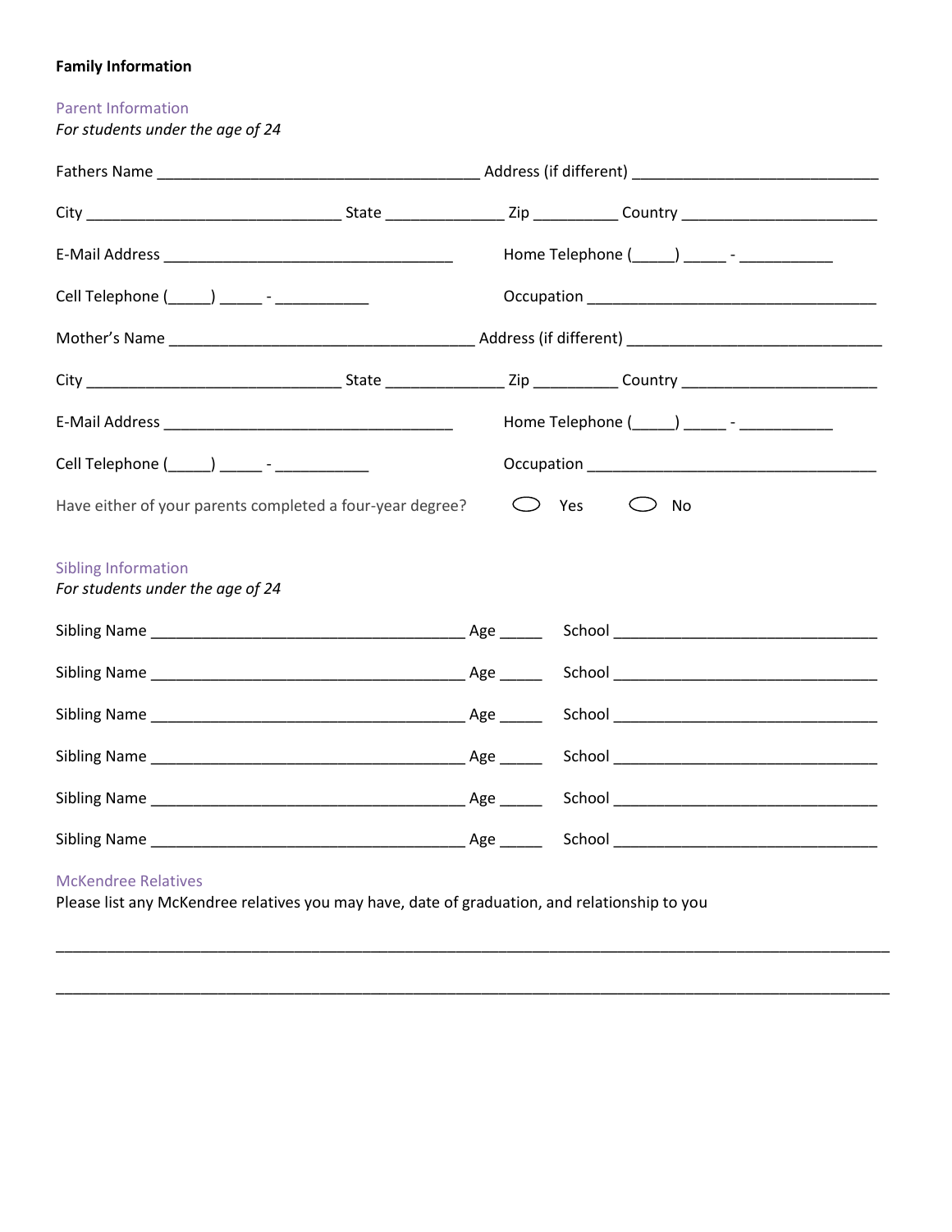**Family Information**

## Parent Information

*For students under the age of 24*

Fathers Name ______________________________________ Address (if different) ____________________________

City ______________________________ State ______________ Zip __________ Country _______________________

E-Mail Address __________________________________ Home Telephone (_____) _____ - ___________

Cell Telephone (_____) _____ - ___________ Occupation __________________________________

Mother's Name ____________________________________ Address (if different) ______________________________

City ______________________________ State ______________ Zip __________ Country _______________________

E-Mail Address __________________________________ Home Telephone (_____) _____ - ___________

Cell Telephone (_____) _____ - ___________ Occupation __________________________________

Have either of your parents completed a four-year degree? ⬭ Yes ⬭ No

## Sibling Information

*For students under the age of 24*

Sibling Name _____________________________________ Age _____ School _______________________________

Sibling Name _____________________________________ Age _____ School _______________________________

Sibling Name _____________________________________ Age _____ School _______________________________

Sibling Name _____________________________________ Age _____ School _______________________________

Sibling Name _____________________________________ Age _____ School _______________________________

Sibling Name _____________________________________ Age _____ School _______________________________

## McKendree Relatives

Please list any McKendree relatives you may have, date of graduation, and relationship to you

_____________________________________________________________________________________________

_____________________________________________________________________________________________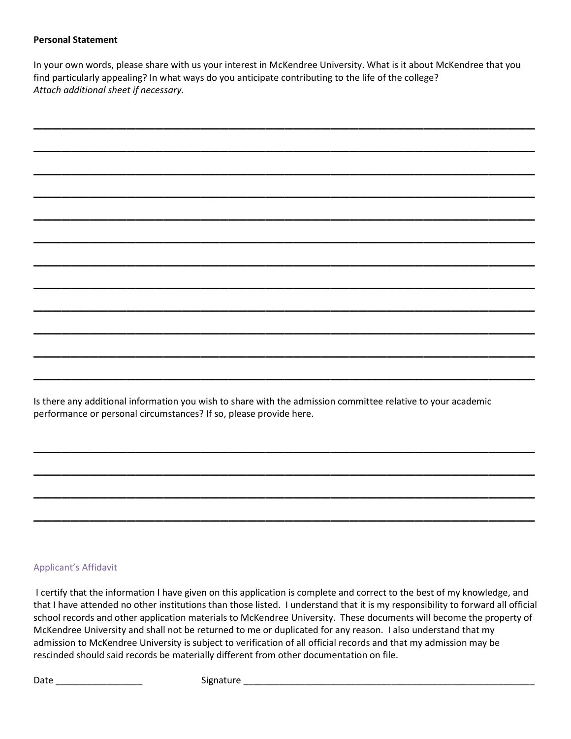**Personal Statement**

In your own words, please share with us your interest in McKendree University. What is it about McKendree that you find particularly appealing? In what ways do you anticipate contributing to the life of the college?
*Attach additional sheet if necessary.*

____________________________________________________________________________________

____________________________________________________________________________________

____________________________________________________________________________________

____________________________________________________________________________________

____________________________________________________________________________________

____________________________________________________________________________________

____________________________________________________________________________________

____________________________________________________________________________________

____________________________________________________________________________________

____________________________________________________________________________________

____________________________________________________________________________________

____________________________________________________________________________________

Is there any additional information you wish to share with the admission committee relative to your academic performance or personal circumstances? If so, please provide here.

____________________________________________________________________________________

____________________________________________________________________________________

____________________________________________________________________________________

____________________________________________________________________________________

### Applicant's Affidavit

I certify that the information I have given on this application is complete and correct to the best of my knowledge, and that I have attended no other institutions than those listed. I understand that it is my responsibility to forward all official school records and other application materials to McKendree University. These documents will become the property of McKendree University and shall not be returned to me or duplicated for any reason. I also understand that my admission to McKendree University is subject to verification of all official records and that my admission may be rescinded should said records be materially different from other documentation on file.

Date _________________ Signature ____________________________________________________________